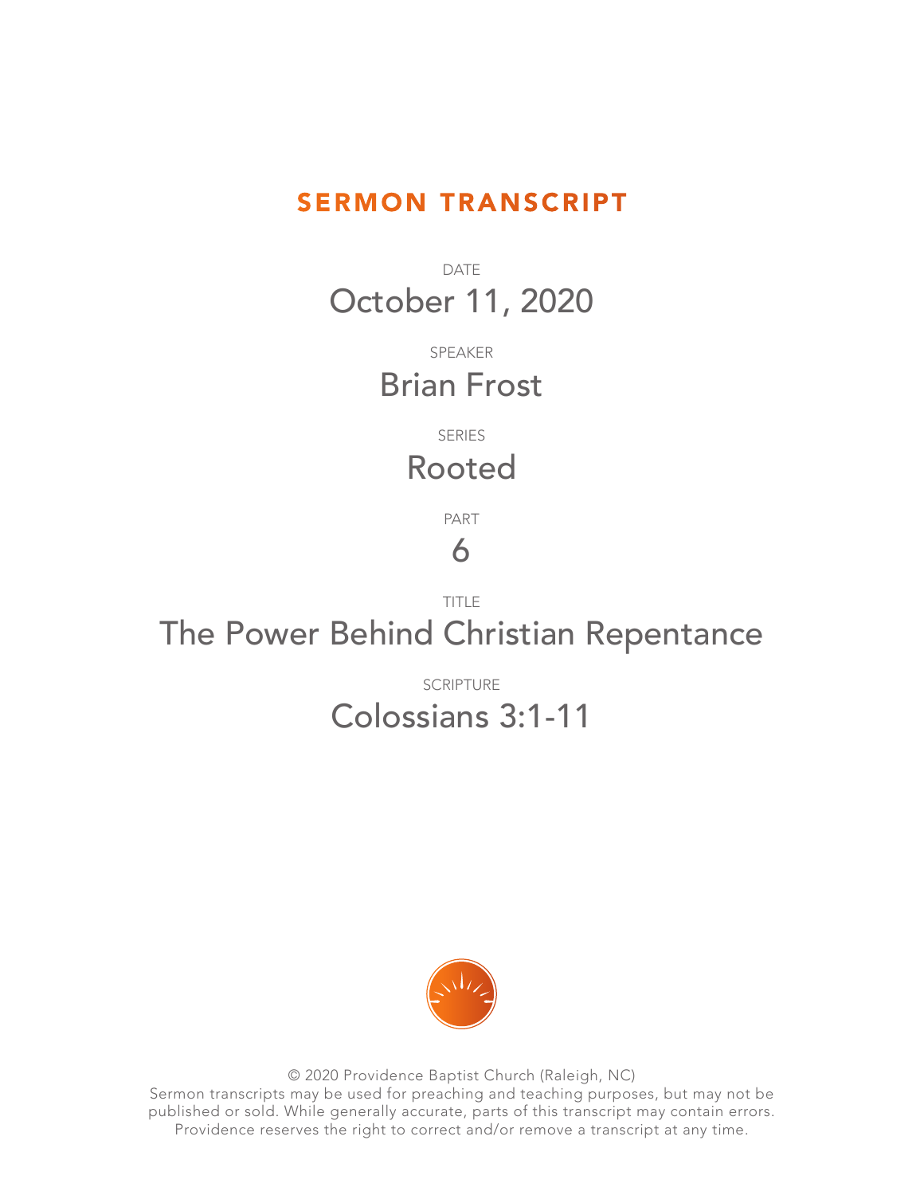# SERMON TRANSCRIPT

DATE

October 11, 2020

SPEAKER

Brian Frost

SERIES

Rooted

PART

6

TITLE

The Power Behind Christian Repentance

SCRIPTURE

Colossians 3:1-11

© 2020 Providence Baptist Church (Raleigh, NC)
Sermon transcripts may be used for preaching and teaching purposes, but may not be published or sold. While generally accurate, parts of this transcript may contain errors. Providence reserves the right to correct and/or remove a transcript at any time.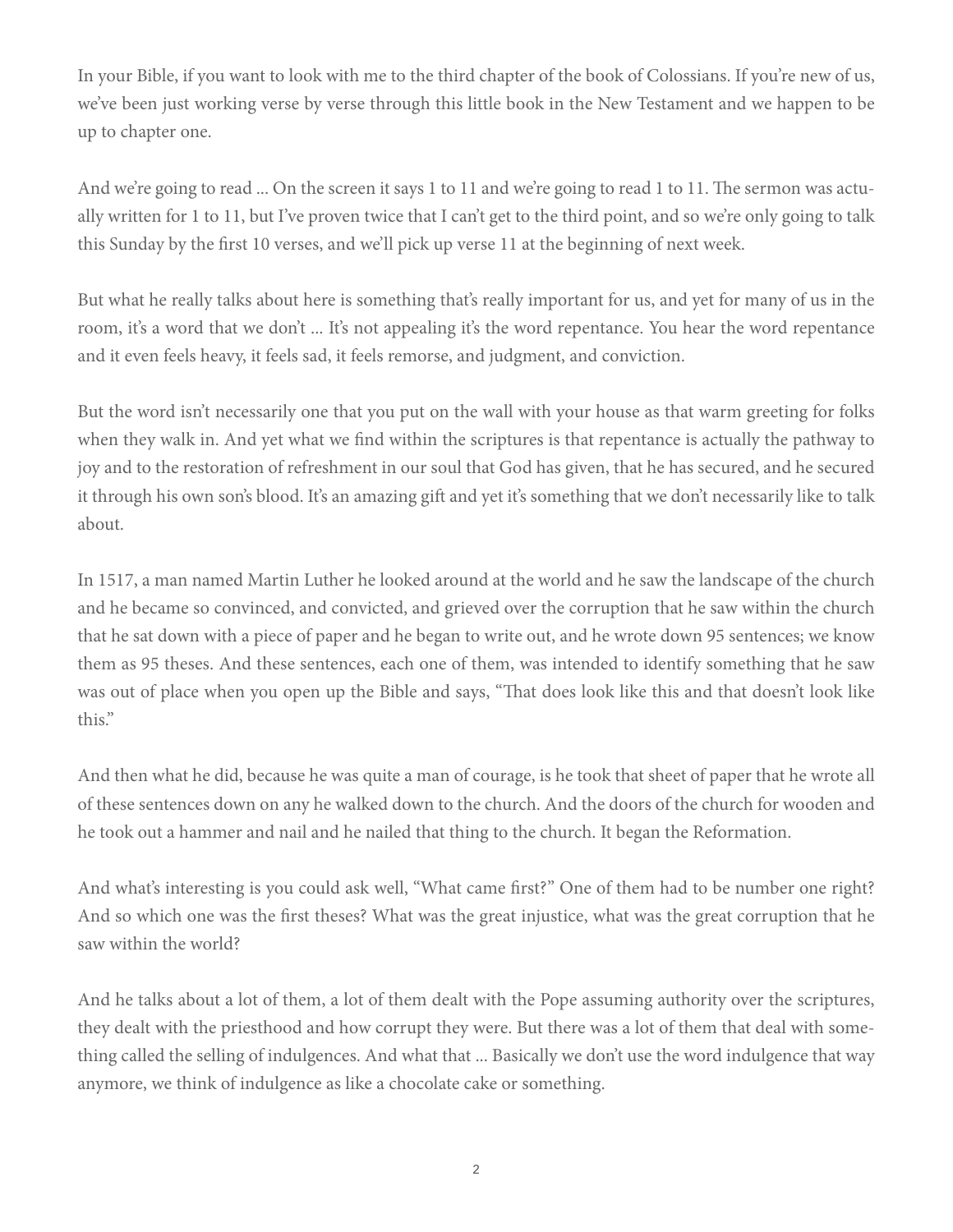In your Bible, if you want to look with me to the third chapter of the book of Colossians. If you're new of us, we've been just working verse by verse through this little book in the New Testament and we happen to be up to chapter one.

And we're going to read ... On the screen it says 1 to 11 and we're going to read 1 to 11. The sermon was actually written for 1 to 11, but I've proven twice that I can't get to the third point, and so we're only going to talk this Sunday by the first 10 verses, and we'll pick up verse 11 at the beginning of next week.

But what he really talks about here is something that's really important for us, and yet for many of us in the room, it's a word that we don't ... It's not appealing it's the word repentance. You hear the word repentance and it even feels heavy, it feels sad, it feels remorse, and judgment, and conviction.

But the word isn't necessarily one that you put on the wall with your house as that warm greeting for folks when they walk in. And yet what we find within the scriptures is that repentance is actually the pathway to joy and to the restoration of refreshment in our soul that God has given, that he has secured, and he secured it through his own son's blood. It's an amazing gift and yet it's something that we don't necessarily like to talk about.

In 1517, a man named Martin Luther he looked around at the world and he saw the landscape of the church and he became so convinced, and convicted, and grieved over the corruption that he saw within the church that he sat down with a piece of paper and he began to write out, and he wrote down 95 sentences; we know them as 95 theses. And these sentences, each one of them, was intended to identify something that he saw was out of place when you open up the Bible and says, "That does look like this and that doesn't look like this."

And then what he did, because he was quite a man of courage, is he took that sheet of paper that he wrote all of these sentences down on any he walked down to the church. And the doors of the church for wooden and he took out a hammer and nail and he nailed that thing to the church. It began the Reformation.

And what's interesting is you could ask well, "What came first?" One of them had to be number one right? And so which one was the first theses? What was the great injustice, what was the great corruption that he saw within the world?

And he talks about a lot of them, a lot of them dealt with the Pope assuming authority over the scriptures, they dealt with the priesthood and how corrupt they were. But there was a lot of them that deal with something called the selling of indulgences. And what that ... Basically we don't use the word indulgence that way anymore, we think of indulgence as like a chocolate cake or something.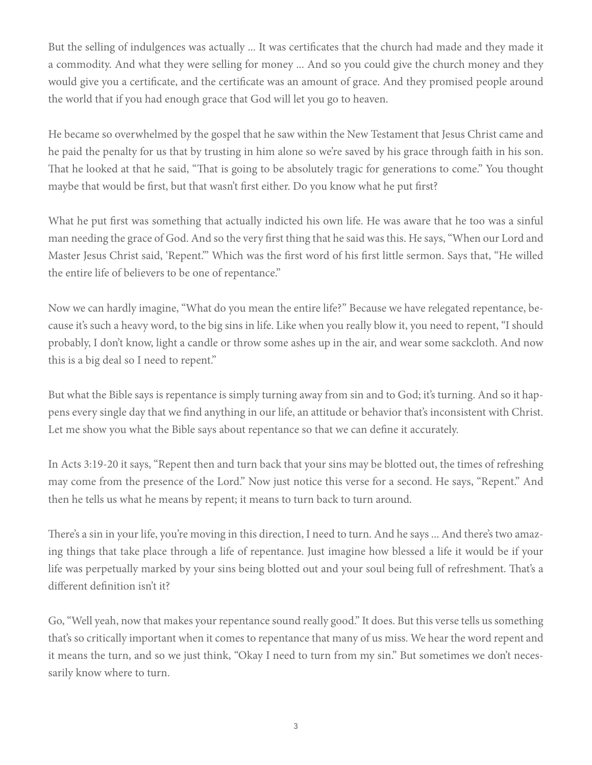But the selling of indulgences was actually ... It was certificates that the church had made and they made it a commodity. And what they were selling for money ... And so you could give the church money and they would give you a certificate, and the certificate was an amount of grace. And they promised people around the world that if you had enough grace that God will let you go to heaven.

He became so overwhelmed by the gospel that he saw within the New Testament that Jesus Christ came and he paid the penalty for us that by trusting in him alone so we're saved by his grace through faith in his son. That he looked at that he said, "That is going to be absolutely tragic for generations to come." You thought maybe that would be first, but that wasn't first either. Do you know what he put first?

What he put first was something that actually indicted his own life. He was aware that he too was a sinful man needing the grace of God. And so the very first thing that he said was this. He says, "When our Lord and Master Jesus Christ said, 'Repent.'" Which was the first word of his first little sermon. Says that, "He willed the entire life of believers to be one of repentance."

Now we can hardly imagine, "What do you mean the entire life?" Because we have relegated repentance, because it's such a heavy word, to the big sins in life. Like when you really blow it, you need to repent, "I should probably, I don't know, light a candle or throw some ashes up in the air, and wear some sackcloth. And now this is a big deal so I need to repent."

But what the Bible says is repentance is simply turning away from sin and to God; it's turning. And so it happens every single day that we find anything in our life, an attitude or behavior that's inconsistent with Christ. Let me show you what the Bible says about repentance so that we can define it accurately.

In Acts 3:19-20 it says, "Repent then and turn back that your sins may be blotted out, the times of refreshing may come from the presence of the Lord." Now just notice this verse for a second. He says, "Repent." And then he tells us what he means by repent; it means to turn back to turn around.

There's a sin in your life, you're moving in this direction, I need to turn. And he says ... And there's two amazing things that take place through a life of repentance. Just imagine how blessed a life it would be if your life was perpetually marked by your sins being blotted out and your soul being full of refreshment. That's a different definition isn't it?

Go, "Well yeah, now that makes your repentance sound really good." It does. But this verse tells us something that's so critically important when it comes to repentance that many of us miss. We hear the word repent and it means the turn, and so we just think, "Okay I need to turn from my sin." But sometimes we don't necessarily know where to turn.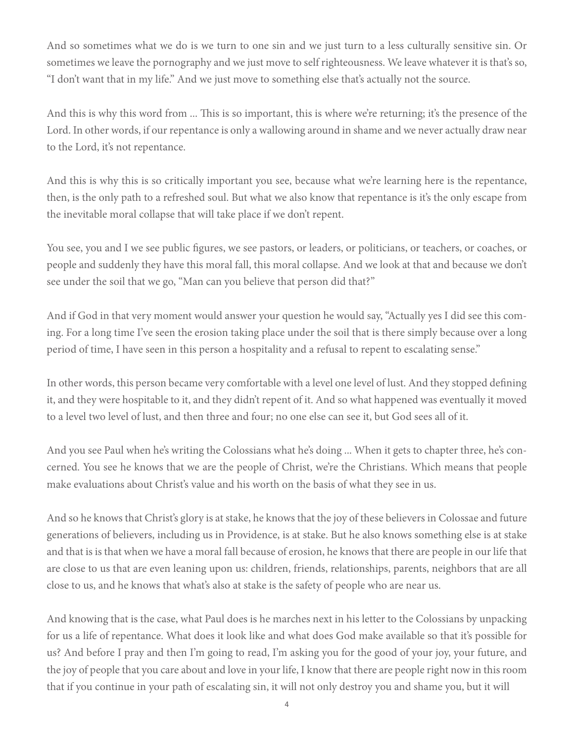And so sometimes what we do is we turn to one sin and we just turn to a less culturally sensitive sin. Or sometimes we leave the pornography and we just move to self righteousness. We leave whatever it is that's so, "I don't want that in my life." And we just move to something else that's actually not the source.

And this is why this word from ... This is so important, this is where we're returning; it's the presence of the Lord. In other words, if our repentance is only a wallowing around in shame and we never actually draw near to the Lord, it's not repentance.

And this is why this is so critically important you see, because what we're learning here is the repentance, then, is the only path to a refreshed soul. But what we also know that repentance is it's the only escape from the inevitable moral collapse that will take place if we don't repent.

You see, you and I we see public figures, we see pastors, or leaders, or politicians, or teachers, or coaches, or people and suddenly they have this moral fall, this moral collapse. And we look at that and because we don't see under the soil that we go, "Man can you believe that person did that?"

And if God in that very moment would answer your question he would say, "Actually yes I did see this coming. For a long time I've seen the erosion taking place under the soil that is there simply because over a long period of time, I have seen in this person a hospitality and a refusal to repent to escalating sense."

In other words, this person became very comfortable with a level one level of lust. And they stopped defining it, and they were hospitable to it, and they didn't repent of it. And so what happened was eventually it moved to a level two level of lust, and then three and four; no one else can see it, but God sees all of it.

And you see Paul when he's writing the Colossians what he's doing ... When it gets to chapter three, he's concerned. You see he knows that we are the people of Christ, we're the Christians. Which means that people make evaluations about Christ's value and his worth on the basis of what they see in us.

And so he knows that Christ's glory is at stake, he knows that the joy of these believers in Colossae and future generations of believers, including us in Providence, is at stake. But he also knows something else is at stake and that is is that when we have a moral fall because of erosion, he knows that there are people in our life that are close to us that are even leaning upon us: children, friends, relationships, parents, neighbors that are all close to us, and he knows that what's also at stake is the safety of people who are near us.

And knowing that is the case, what Paul does is he marches next in his letter to the Colossians by unpacking for us a life of repentance. What does it look like and what does God make available so that it's possible for us? And before I pray and then I'm going to read, I'm asking you for the good of your joy, your future, and the joy of people that you care about and love in your life, I know that there are people right now in this room that if you continue in your path of escalating sin, it will not only destroy you and shame you, but it will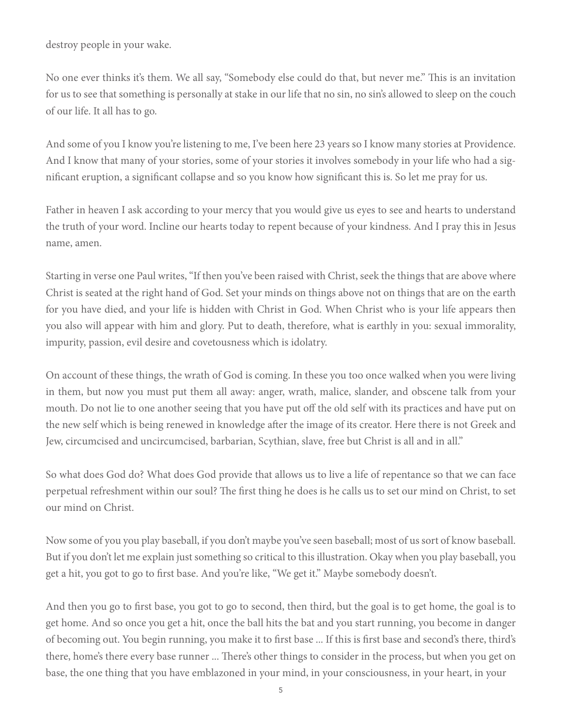destroy people in your wake.

No one ever thinks it's them. We all say, "Somebody else could do that, but never me." This is an invitation for us to see that something is personally at stake in our life that no sin, no sin's allowed to sleep on the couch of our life. It all has to go.

And some of you I know you're listening to me, I've been here 23 years so I know many stories at Providence. And I know that many of your stories, some of your stories it involves somebody in your life who had a significant eruption, a significant collapse and so you know how significant this is. So let me pray for us.

Father in heaven I ask according to your mercy that you would give us eyes to see and hearts to understand the truth of your word. Incline our hearts today to repent because of your kindness. And I pray this in Jesus name, amen.

Starting in verse one Paul writes, "If then you've been raised with Christ, seek the things that are above where Christ is seated at the right hand of God. Set your minds on things above not on things that are on the earth for you have died, and your life is hidden with Christ in God. When Christ who is your life appears then you also will appear with him and glory. Put to death, therefore, what is earthly in you: sexual immorality, impurity, passion, evil desire and covetousness which is idolatry.

On account of these things, the wrath of God is coming. In these you too once walked when you were living in them, but now you must put them all away: anger, wrath, malice, slander, and obscene talk from your mouth. Do not lie to one another seeing that you have put off the old self with its practices and have put on the new self which is being renewed in knowledge after the image of its creator. Here there is not Greek and Jew, circumcised and uncircumcised, barbarian, Scythian, slave, free but Christ is all and in all."

So what does God do? What does God provide that allows us to live a life of repentance so that we can face perpetual refreshment within our soul? The first thing he does is he calls us to set our mind on Christ, to set our mind on Christ.

Now some of you you play baseball, if you don't maybe you've seen baseball; most of us sort of know baseball. But if you don't let me explain just something so critical to this illustration. Okay when you play baseball, you get a hit, you got to go to first base. And you're like, "We get it." Maybe somebody doesn't.

And then you go to first base, you got to go to second, then third, but the goal is to get home, the goal is to get home. And so once you get a hit, once the ball hits the bat and you start running, you become in danger of becoming out. You begin running, you make it to first base ... If this is first base and second's there, third's there, home's there every base runner ... There's other things to consider in the process, but when you get on base, the one thing that you have emblazoned in your mind, in your consciousness, in your heart, in your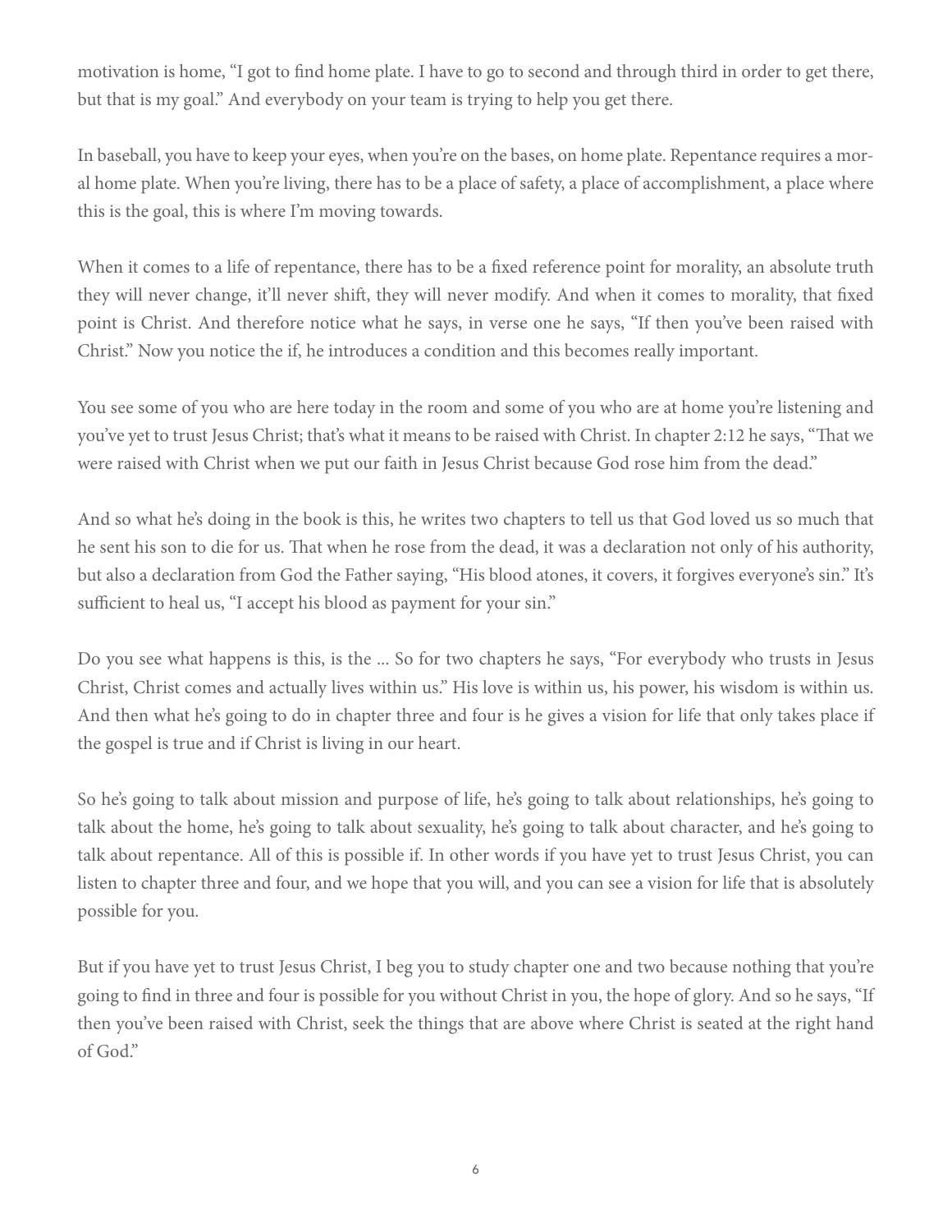motivation is home, "I got to find home plate. I have to go to second and through third in order to get there, but that is my goal." And everybody on your team is trying to help you get there.

In baseball, you have to keep your eyes, when you're on the bases, on home plate. Repentance requires a moral home plate. When you're living, there has to be a place of safety, a place of accomplishment, a place where this is the goal, this is where I'm moving towards.

When it comes to a life of repentance, there has to be a fixed reference point for morality, an absolute truth they will never change, it'll never shift, they will never modify. And when it comes to morality, that fixed point is Christ. And therefore notice what he says, in verse one he says, "If then you've been raised with Christ." Now you notice the if, he introduces a condition and this becomes really important.

You see some of you who are here today in the room and some of you who are at home you're listening and you've yet to trust Jesus Christ; that's what it means to be raised with Christ. In chapter 2:12 he says, "That we were raised with Christ when we put our faith in Jesus Christ because God rose him from the dead."

And so what he's doing in the book is this, he writes two chapters to tell us that God loved us so much that he sent his son to die for us. That when he rose from the dead, it was a declaration not only of his authority, but also a declaration from God the Father saying, "His blood atones, it covers, it forgives everyone's sin." It's sufficient to heal us, "I accept his blood as payment for your sin."

Do you see what happens is this, is the ... So for two chapters he says, "For everybody who trusts in Jesus Christ, Christ comes and actually lives within us." His love is within us, his power, his wisdom is within us. And then what he's going to do in chapter three and four is he gives a vision for life that only takes place if the gospel is true and if Christ is living in our heart.

So he's going to talk about mission and purpose of life, he's going to talk about relationships, he's going to talk about the home, he's going to talk about sexuality, he's going to talk about character, and he's going to talk about repentance. All of this is possible if. In other words if you have yet to trust Jesus Christ, you can listen to chapter three and four, and we hope that you will, and you can see a vision for life that is absolutely possible for you.

But if you have yet to trust Jesus Christ, I beg you to study chapter one and two because nothing that you're going to find in three and four is possible for you without Christ in you, the hope of glory. And so he says, "If then you've been raised with Christ, seek the things that are above where Christ is seated at the right hand of God."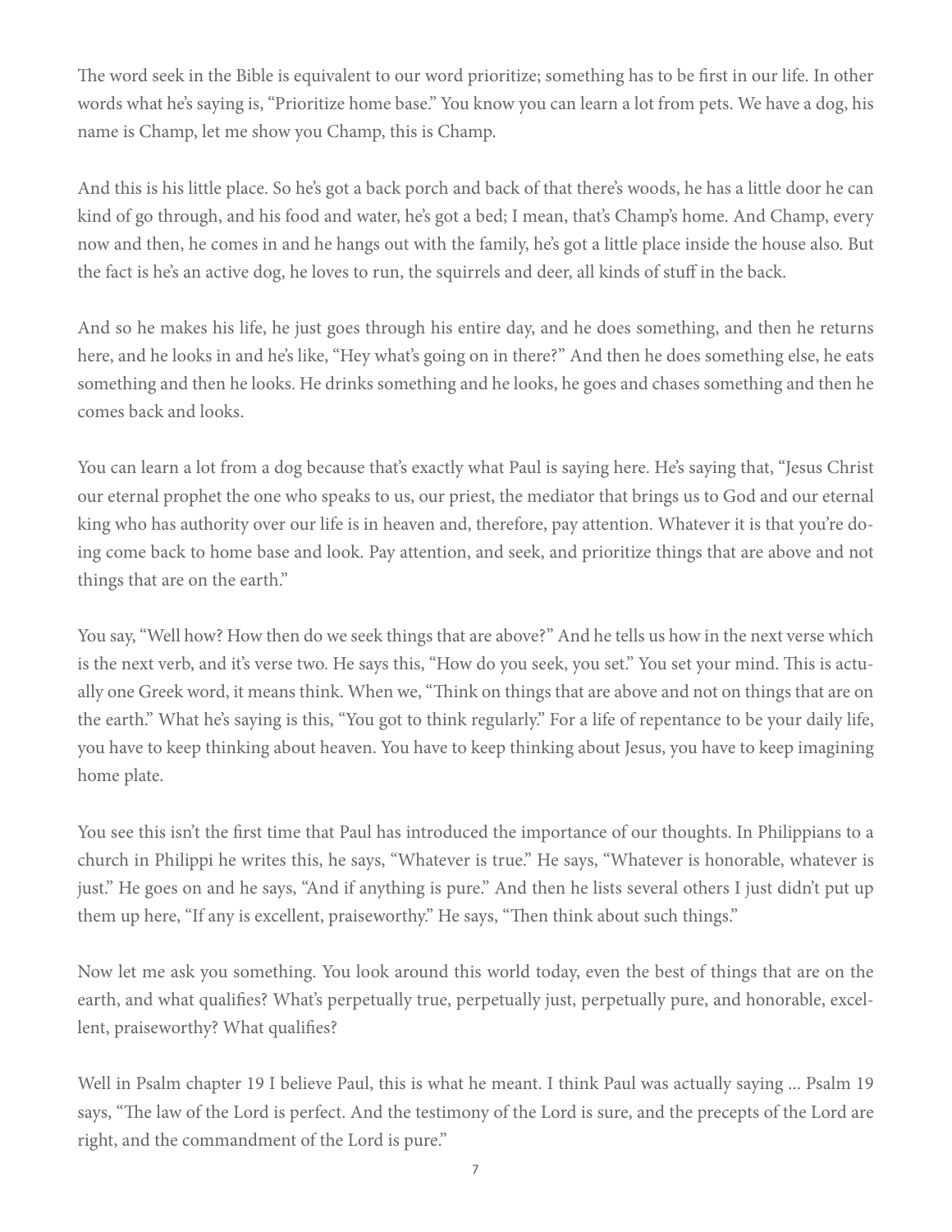The word seek in the Bible is equivalent to our word prioritize; something has to be first in our life. In other words what he's saying is, "Prioritize home base." You know you can learn a lot from pets. We have a dog, his name is Champ, let me show you Champ, this is Champ.

And this is his little place. So he's got a back porch and back of that there's woods, he has a little door he can kind of go through, and his food and water, he's got a bed; I mean, that's Champ's home. And Champ, every now and then, he comes in and he hangs out with the family, he's got a little place inside the house also. But the fact is he's an active dog, he loves to run, the squirrels and deer, all kinds of stuff in the back.

And so he makes his life, he just goes through his entire day, and he does something, and then he returns here, and he looks in and he's like, "Hey what's going on in there?" And then he does something else, he eats something and then he looks. He drinks something and he looks, he goes and chases something and then he comes back and looks.

You can learn a lot from a dog because that's exactly what Paul is saying here. He's saying that, "Jesus Christ our eternal prophet the one who speaks to us, our priest, the mediator that brings us to God and our eternal king who has authority over our life is in heaven and, therefore, pay attention. Whatever it is that you're doing come back to home base and look. Pay attention, and seek, and prioritize things that are above and not things that are on the earth."

You say, "Well how? How then do we seek things that are above?" And he tells us how in the next verse which is the next verb, and it's verse two. He says this, "How do you seek, you set." You set your mind. This is actually one Greek word, it means think. When we, "Think on things that are above and not on things that are on the earth." What he's saying is this, "You got to think regularly." For a life of repentance to be your daily life, you have to keep thinking about heaven. You have to keep thinking about Jesus, you have to keep imagining home plate.

You see this isn't the first time that Paul has introduced the importance of our thoughts. In Philippians to a church in Philippi he writes this, he says, "Whatever is true." He says, "Whatever is honorable, whatever is just." He goes on and he says, "And if anything is pure." And then he lists several others I just didn't put up them up here, "If any is excellent, praiseworthy." He says, "Then think about such things."

Now let me ask you something. You look around this world today, even the best of things that are on the earth, and what qualifies? What's perpetually true, perpetually just, perpetually pure, and honorable, excellent, praiseworthy? What qualifies?

Well in Psalm chapter 19 I believe Paul, this is what he meant. I think Paul was actually saying ... Psalm 19 says, "The law of the Lord is perfect. And the testimony of the Lord is sure, and the precepts of the Lord are right, and the commandment of the Lord is pure."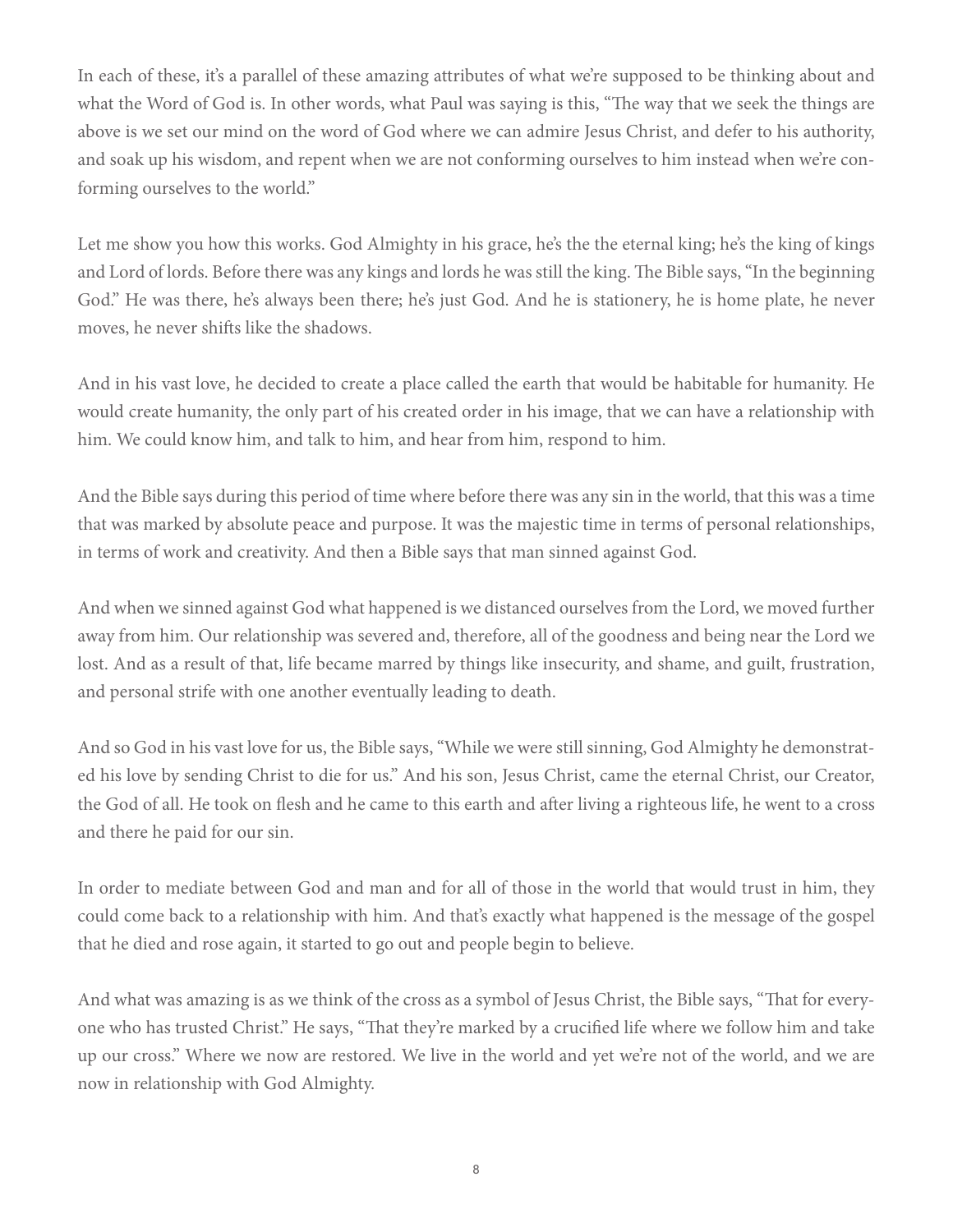In each of these, it's a parallel of these amazing attributes of what we're supposed to be thinking about and what the Word of God is. In other words, what Paul was saying is this, "The way that we seek the things are above is we set our mind on the word of God where we can admire Jesus Christ, and defer to his authority, and soak up his wisdom, and repent when we are not conforming ourselves to him instead when we're conforming ourselves to the world."

Let me show you how this works. God Almighty in his grace, he's the the eternal king; he's the king of kings and Lord of lords. Before there was any kings and lords he was still the king. The Bible says, "In the beginning God." He was there, he's always been there; he's just God. And he is stationery, he is home plate, he never moves, he never shifts like the shadows.

And in his vast love, he decided to create a place called the earth that would be habitable for humanity. He would create humanity, the only part of his created order in his image, that we can have a relationship with him. We could know him, and talk to him, and hear from him, respond to him.

And the Bible says during this period of time where before there was any sin in the world, that this was a time that was marked by absolute peace and purpose. It was the majestic time in terms of personal relationships, in terms of work and creativity. And then a Bible says that man sinned against God.

And when we sinned against God what happened is we distanced ourselves from the Lord, we moved further away from him. Our relationship was severed and, therefore, all of the goodness and being near the Lord we lost. And as a result of that, life became marred by things like insecurity, and shame, and guilt, frustration, and personal strife with one another eventually leading to death.

And so God in his vast love for us, the Bible says, "While we were still sinning, God Almighty he demonstrated his love by sending Christ to die for us." And his son, Jesus Christ, came the eternal Christ, our Creator, the God of all. He took on flesh and he came to this earth and after living a righteous life, he went to a cross and there he paid for our sin.

In order to mediate between God and man and for all of those in the world that would trust in him, they could come back to a relationship with him. And that's exactly what happened is the message of the gospel that he died and rose again, it started to go out and people begin to believe.

And what was amazing is as we think of the cross as a symbol of Jesus Christ, the Bible says, "That for everyone who has trusted Christ." He says, "That they're marked by a crucified life where we follow him and take up our cross." Where we now are restored. We live in the world and yet we're not of the world, and we are now in relationship with God Almighty.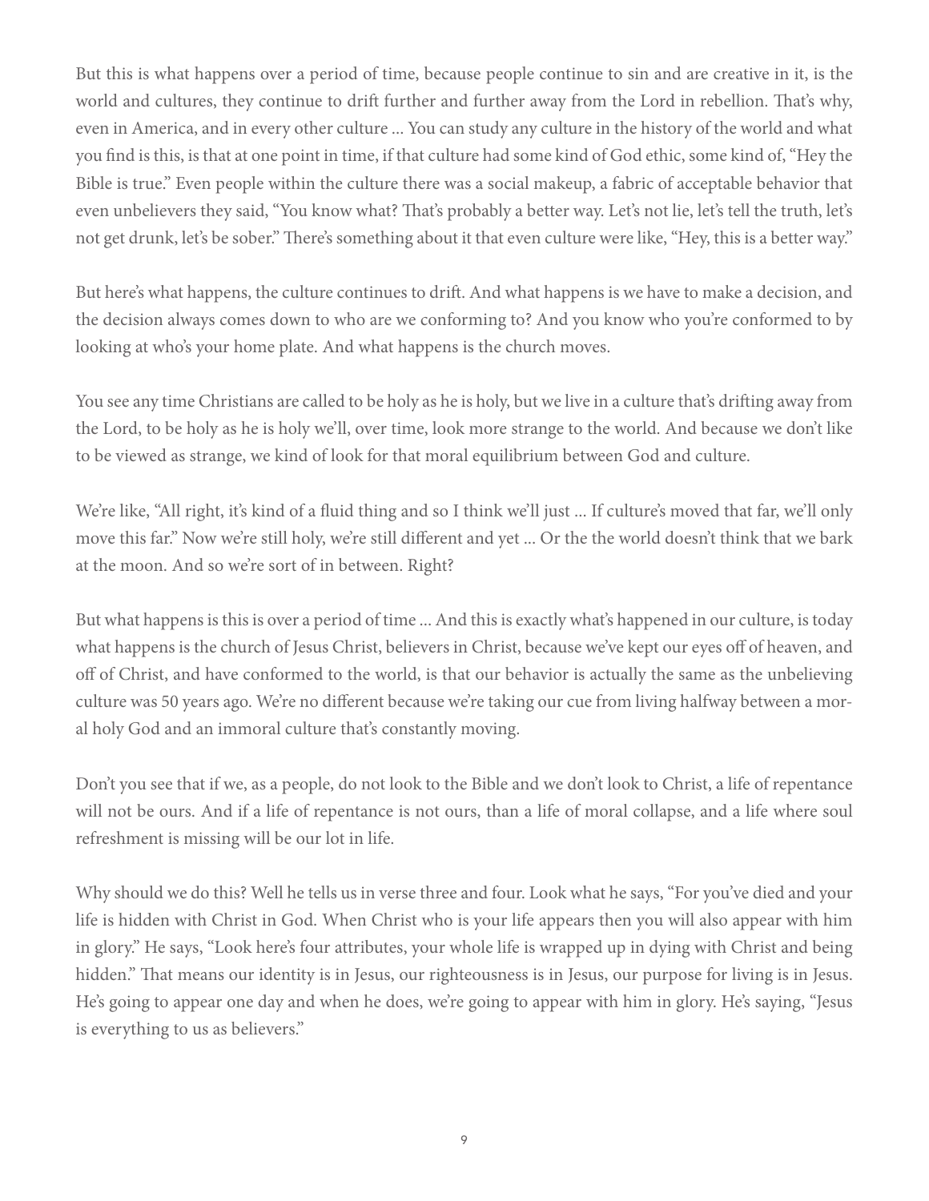But this is what happens over a period of time, because people continue to sin and are creative in it, is the world and cultures, they continue to drift further and further away from the Lord in rebellion. That's why, even in America, and in every other culture ... You can study any culture in the history of the world and what you find is this, is that at one point in time, if that culture had some kind of God ethic, some kind of, "Hey the Bible is true." Even people within the culture there was a social makeup, a fabric of acceptable behavior that even unbelievers they said, "You know what? That's probably a better way. Let's not lie, let's tell the truth, let's not get drunk, let's be sober." There's something about it that even culture were like, "Hey, this is a better way."

But here's what happens, the culture continues to drift. And what happens is we have to make a decision, and the decision always comes down to who are we conforming to? And you know who you're conformed to by looking at who's your home plate. And what happens is the church moves.

You see any time Christians are called to be holy as he is holy, but we live in a culture that's drifting away from the Lord, to be holy as he is holy we'll, over time, look more strange to the world. And because we don't like to be viewed as strange, we kind of look for that moral equilibrium between God and culture.

We're like, "All right, it's kind of a fluid thing and so I think we'll just ... If culture's moved that far, we'll only move this far." Now we're still holy, we're still different and yet ... Or the the world doesn't think that we bark at the moon. And so we're sort of in between. Right?

But what happens is this is over a period of time ... And this is exactly what's happened in our culture, is today what happens is the church of Jesus Christ, believers in Christ, because we've kept our eyes off of heaven, and off of Christ, and have conformed to the world, is that our behavior is actually the same as the unbelieving culture was 50 years ago. We're no different because we're taking our cue from living halfway between a moral holy God and an immoral culture that's constantly moving.

Don't you see that if we, as a people, do not look to the Bible and we don't look to Christ, a life of repentance will not be ours. And if a life of repentance is not ours, than a life of moral collapse, and a life where soul refreshment is missing will be our lot in life.

Why should we do this? Well he tells us in verse three and four. Look what he says, "For you've died and your life is hidden with Christ in God. When Christ who is your life appears then you will also appear with him in glory." He says, "Look here's four attributes, your whole life is wrapped up in dying with Christ and being hidden." That means our identity is in Jesus, our righteousness is in Jesus, our purpose for living is in Jesus. He's going to appear one day and when he does, we're going to appear with him in glory. He's saying, "Jesus is everything to us as believers."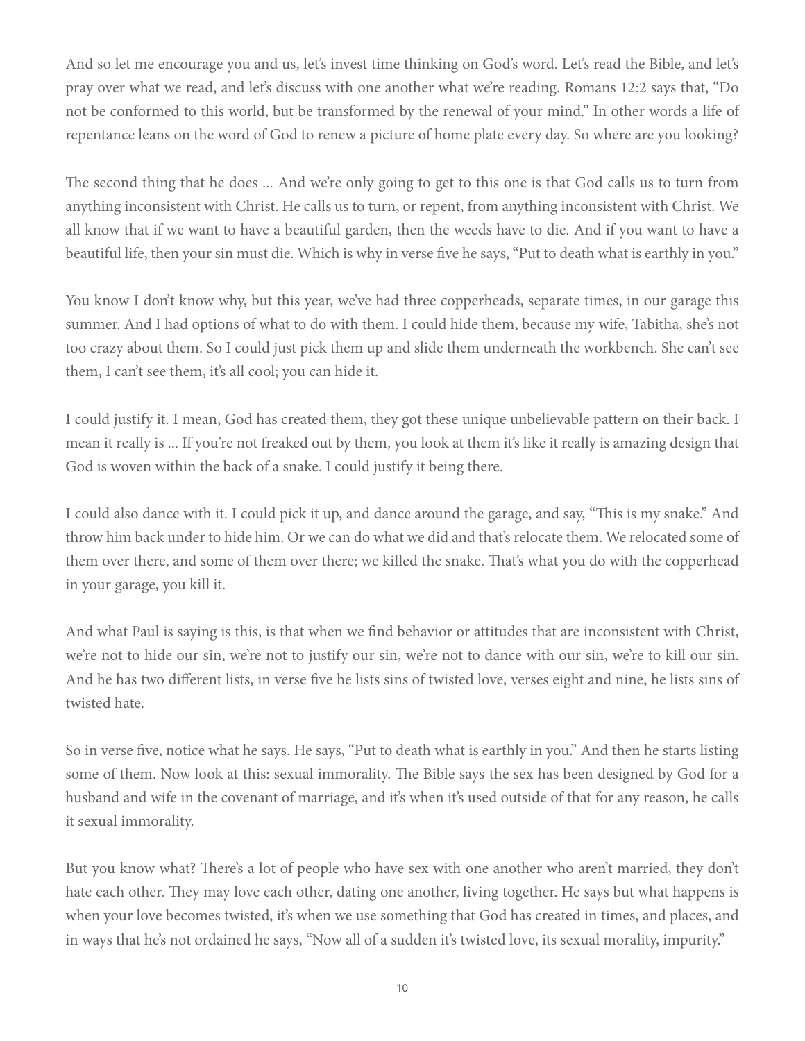And so let me encourage you and us, let's invest time thinking on God's word. Let's read the Bible, and let's pray over what we read, and let's discuss with one another what we're reading. Romans 12:2 says that, "Do not be conformed to this world, but be transformed by the renewal of your mind." In other words a life of repentance leans on the word of God to renew a picture of home plate every day. So where are you looking?

The second thing that he does ... And we're only going to get to this one is that God calls us to turn from anything inconsistent with Christ. He calls us to turn, or repent, from anything inconsistent with Christ. We all know that if we want to have a beautiful garden, then the weeds have to die. And if you want to have a beautiful life, then your sin must die. Which is why in verse five he says, "Put to death what is earthly in you."

You know I don't know why, but this year, we've had three copperheads, separate times, in our garage this summer. And I had options of what to do with them. I could hide them, because my wife, Tabitha, she's not too crazy about them. So I could just pick them up and slide them underneath the workbench. She can't see them, I can't see them, it's all cool; you can hide it.

I could justify it. I mean, God has created them, they got these unique unbelievable pattern on their back. I mean it really is ... If you're not freaked out by them, you look at them it's like it really is amazing design that God is woven within the back of a snake. I could justify it being there.

I could also dance with it. I could pick it up, and dance around the garage, and say, "This is my snake." And throw him back under to hide him. Or we can do what we did and that's relocate them. We relocated some of them over there, and some of them over there; we killed the snake. That's what you do with the copperhead in your garage, you kill it.

And what Paul is saying is this, is that when we find behavior or attitudes that are inconsistent with Christ, we're not to hide our sin, we're not to justify our sin, we're not to dance with our sin, we're to kill our sin. And he has two different lists, in verse five he lists sins of twisted love, verses eight and nine, he lists sins of twisted hate.

So in verse five, notice what he says. He says, "Put to death what is earthly in you." And then he starts listing some of them. Now look at this: sexual immorality. The Bible says the sex has been designed by God for a husband and wife in the covenant of marriage, and it's when it's used outside of that for any reason, he calls it sexual immorality.

But you know what? There's a lot of people who have sex with one another who aren't married, they don't hate each other. They may love each other, dating one another, living together. He says but what happens is when your love becomes twisted, it's when we use something that God has created in times, and places, and in ways that he's not ordained he says, "Now all of a sudden it's twisted love, its sexual morality, impurity."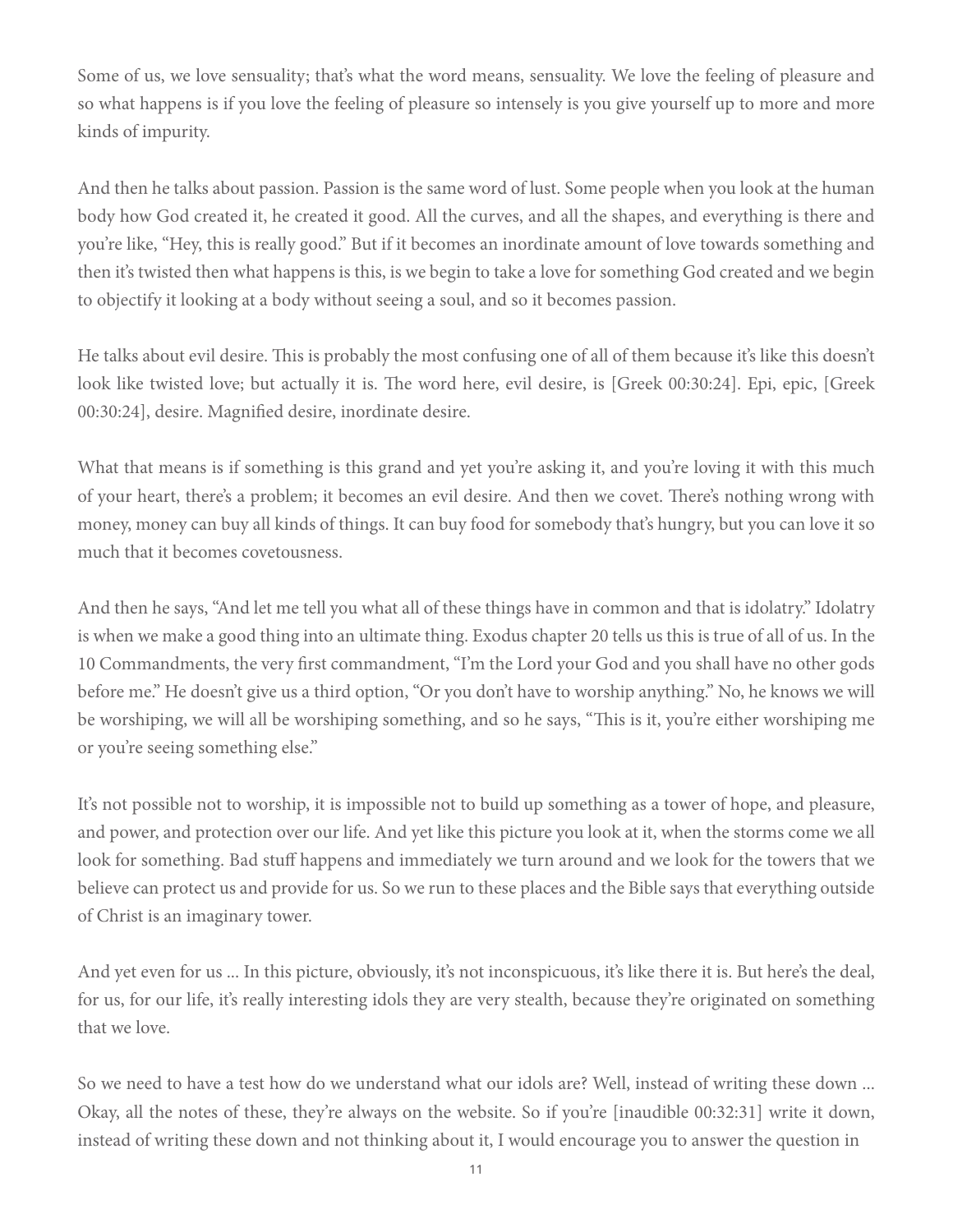Some of us, we love sensuality; that's what the word means, sensuality. We love the feeling of pleasure and so what happens is if you love the feeling of pleasure so intensely is you give yourself up to more and more kinds of impurity.

And then he talks about passion. Passion is the same word of lust. Some people when you look at the human body how God created it, he created it good. All the curves, and all the shapes, and everything is there and you're like, "Hey, this is really good." But if it becomes an inordinate amount of love towards something and then it's twisted then what happens is this, is we begin to take a love for something God created and we begin to objectify it looking at a body without seeing a soul, and so it becomes passion.

He talks about evil desire. This is probably the most confusing one of all of them because it's like this doesn't look like twisted love; but actually it is. The word here, evil desire, is [Greek 00:30:24]. Epi, epic, [Greek 00:30:24], desire. Magnified desire, inordinate desire.

What that means is if something is this grand and yet you're asking it, and you're loving it with this much of your heart, there's a problem; it becomes an evil desire. And then we covet. There's nothing wrong with money, money can buy all kinds of things. It can buy food for somebody that's hungry, but you can love it so much that it becomes covetousness.

And then he says, "And let me tell you what all of these things have in common and that is idolatry." Idolatry is when we make a good thing into an ultimate thing. Exodus chapter 20 tells us this is true of all of us. In the 10 Commandments, the very first commandment, "I'm the Lord your God and you shall have no other gods before me." He doesn't give us a third option, "Or you don't have to worship anything." No, he knows we will be worshiping, we will all be worshiping something, and so he says, "This is it, you're either worshiping me or you're seeing something else."

It's not possible not to worship, it is impossible not to build up something as a tower of hope, and pleasure, and power, and protection over our life. And yet like this picture you look at it, when the storms come we all look for something. Bad stuff happens and immediately we turn around and we look for the towers that we believe can protect us and provide for us. So we run to these places and the Bible says that everything outside of Christ is an imaginary tower.

And yet even for us ... In this picture, obviously, it's not inconspicuous, it's like there it is. But here's the deal, for us, for our life, it's really interesting idols they are very stealth, because they're originated on something that we love.

So we need to have a test how do we understand what our idols are? Well, instead of writing these down ... Okay, all the notes of these, they're always on the website. So if you're [inaudible 00:32:31] write it down, instead of writing these down and not thinking about it, I would encourage you to answer the question in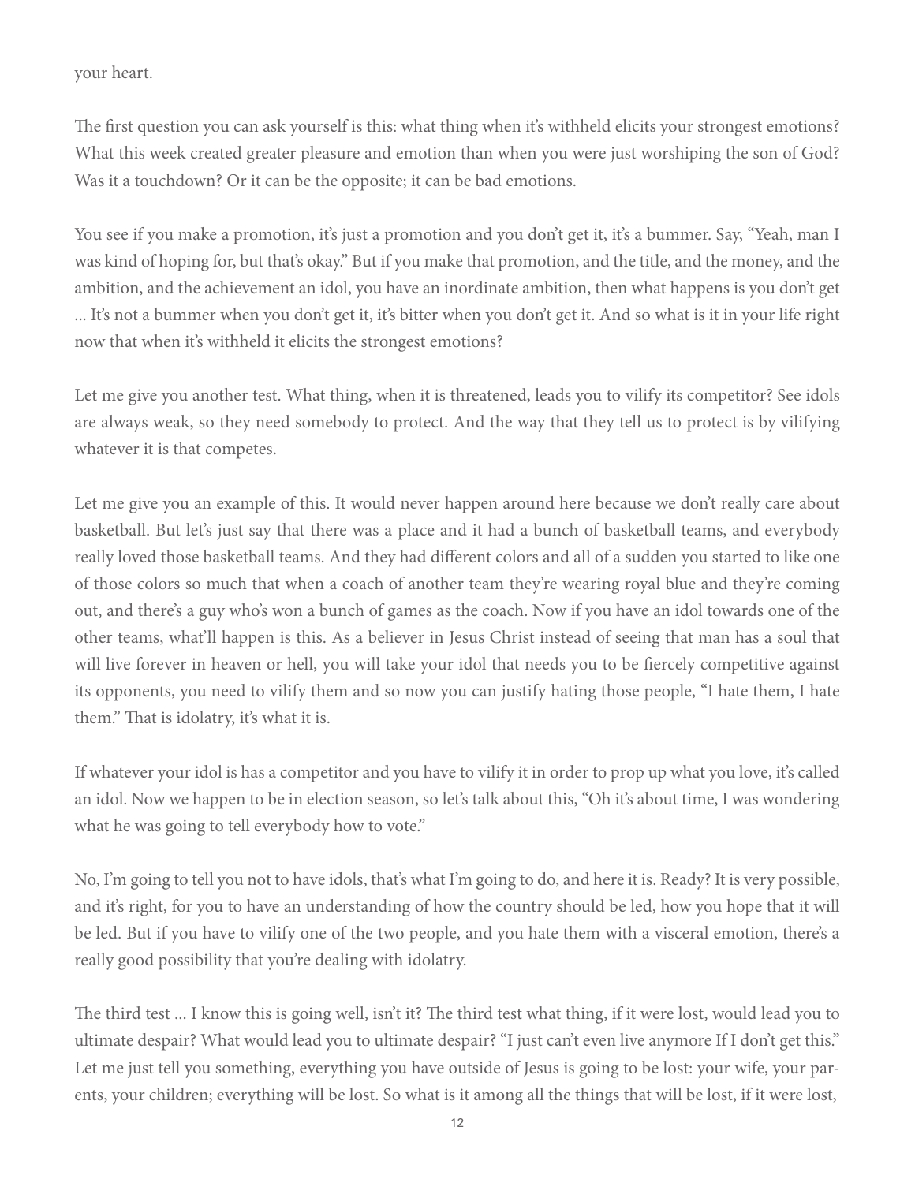your heart.

The first question you can ask yourself is this: what thing when it's withheld elicits your strongest emotions? What this week created greater pleasure and emotion than when you were just worshiping the son of God? Was it a touchdown? Or it can be the opposite; it can be bad emotions.

You see if you make a promotion, it's just a promotion and you don't get it, it's a bummer. Say, "Yeah, man I was kind of hoping for, but that's okay." But if you make that promotion, and the title, and the money, and the ambition, and the achievement an idol, you have an inordinate ambition, then what happens is you don't get … It's not a bummer when you don't get it, it's bitter when you don't get it. And so what is it in your life right now that when it's withheld it elicits the strongest emotions?

Let me give you another test. What thing, when it is threatened, leads you to vilify its competitor? See idols are always weak, so they need somebody to protect. And the way that they tell us to protect is by vilifying whatever it is that competes.

Let me give you an example of this. It would never happen around here because we don't really care about basketball. But let's just say that there was a place and it had a bunch of basketball teams, and everybody really loved those basketball teams. And they had different colors and all of a sudden you started to like one of those colors so much that when a coach of another team they're wearing royal blue and they're coming out, and there's a guy who's won a bunch of games as the coach. Now if you have an idol towards one of the other teams, what'll happen is this. As a believer in Jesus Christ instead of seeing that man has a soul that will live forever in heaven or hell, you will take your idol that needs you to be fiercely competitive against its opponents, you need to vilify them and so now you can justify hating those people, "I hate them, I hate them." That is idolatry, it's what it is.

If whatever your idol is has a competitor and you have to vilify it in order to prop up what you love, it's called an idol. Now we happen to be in election season, so let's talk about this, "Oh it's about time, I was wondering what he was going to tell everybody how to vote."

No, I'm going to tell you not to have idols, that's what I'm going to do, and here it is. Ready? It is very possible, and it's right, for you to have an understanding of how the country should be led, how you hope that it will be led. But if you have to vilify one of the two people, and you hate them with a visceral emotion, there's a really good possibility that you're dealing with idolatry.

The third test … I know this is going well, isn't it? The third test what thing, if it were lost, would lead you to ultimate despair? What would lead you to ultimate despair? "I just can't even live anymore If I don't get this." Let me just tell you something, everything you have outside of Jesus is going to be lost: your wife, your parents, your children; everything will be lost. So what is it among all the things that will be lost, if it were lost,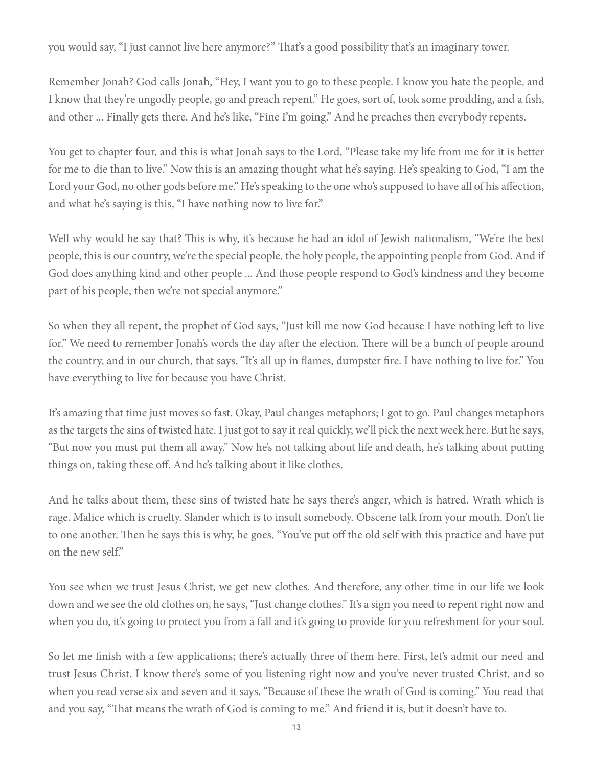you would say, "I just cannot live here anymore?" That's a good possibility that's an imaginary tower.

Remember Jonah? God calls Jonah, "Hey, I want you to go to these people. I know you hate the people, and I know that they're ungodly people, go and preach repent." He goes, sort of, took some prodding, and a fish, and other ... Finally gets there. And he's like, "Fine I'm going." And he preaches then everybody repents.

You get to chapter four, and this is what Jonah says to the Lord, "Please take my life from me for it is better for me to die than to live." Now this is an amazing thought what he's saying. He's speaking to God, "I am the Lord your God, no other gods before me." He's speaking to the one who's supposed to have all of his affection, and what he's saying is this, "I have nothing now to live for."

Well why would he say that? This is why, it's because he had an idol of Jewish nationalism, "We're the best people, this is our country, we're the special people, the holy people, the appointing people from God. And if God does anything kind and other people ... And those people respond to God's kindness and they become part of his people, then we're not special anymore."

So when they all repent, the prophet of God says, "Just kill me now God because I have nothing left to live for." We need to remember Jonah's words the day after the election. There will be a bunch of people around the country, and in our church, that says, "It's all up in flames, dumpster fire. I have nothing to live for." You have everything to live for because you have Christ.

It's amazing that time just moves so fast. Okay, Paul changes metaphors; I got to go. Paul changes metaphors as the targets the sins of twisted hate. I just got to say it real quickly, we'll pick the next week here. But he says, "But now you must put them all away." Now he's not talking about life and death, he's talking about putting things on, taking these off. And he's talking about it like clothes.

And he talks about them, these sins of twisted hate he says there's anger, which is hatred. Wrath which is rage. Malice which is cruelty. Slander which is to insult somebody. Obscene talk from your mouth. Don't lie to one another. Then he says this is why, he goes, "You've put off the old self with this practice and have put on the new self."

You see when we trust Jesus Christ, we get new clothes. And therefore, any other time in our life we look down and we see the old clothes on, he says, "Just change clothes." It's a sign you need to repent right now and when you do, it's going to protect you from a fall and it's going to provide for you refreshment for your soul.

So let me finish with a few applications; there's actually three of them here. First, let's admit our need and trust Jesus Christ. I know there's some of you listening right now and you've never trusted Christ, and so when you read verse six and seven and it says, "Because of these the wrath of God is coming." You read that and you say, "That means the wrath of God is coming to me." And friend it is, but it doesn't have to.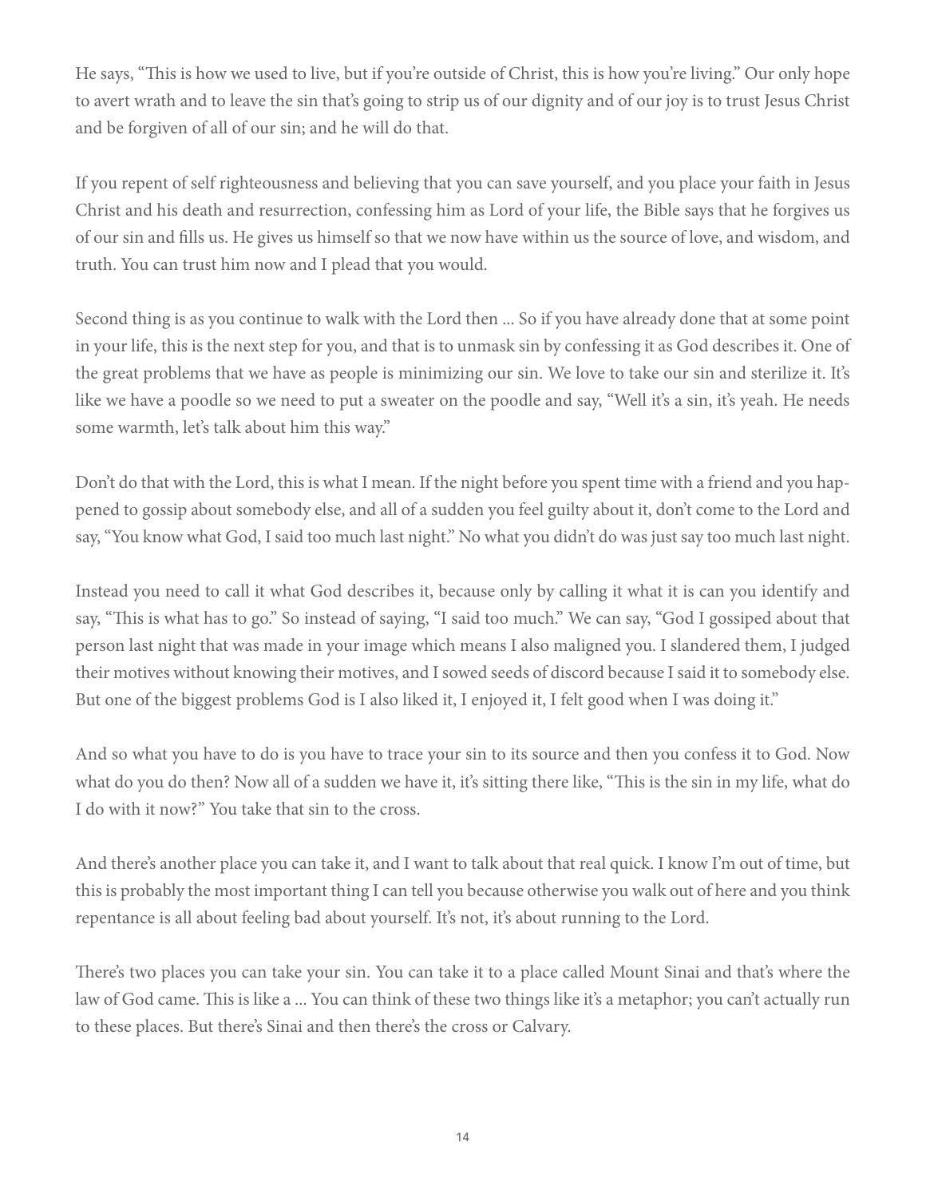He says, "This is how we used to live, but if you're outside of Christ, this is how you're living." Our only hope to avert wrath and to leave the sin that's going to strip us of our dignity and of our joy is to trust Jesus Christ and be forgiven of all of our sin; and he will do that.

If you repent of self righteousness and believing that you can save yourself, and you place your faith in Jesus Christ and his death and resurrection, confessing him as Lord of your life, the Bible says that he forgives us of our sin and fills us. He gives us himself so that we now have within us the source of love, and wisdom, and truth. You can trust him now and I plead that you would.

Second thing is as you continue to walk with the Lord then ... So if you have already done that at some point in your life, this is the next step for you, and that is to unmask sin by confessing it as God describes it. One of the great problems that we have as people is minimizing our sin. We love to take our sin and sterilize it. It's like we have a poodle so we need to put a sweater on the poodle and say, "Well it's a sin, it's yeah. He needs some warmth, let's talk about him this way."

Don't do that with the Lord, this is what I mean. If the night before you spent time with a friend and you happened to gossip about somebody else, and all of a sudden you feel guilty about it, don't come to the Lord and say, "You know what God, I said too much last night." No what you didn't do was just say too much last night.

Instead you need to call it what God describes it, because only by calling it what it is can you identify and say, "This is what has to go." So instead of saying, "I said too much." We can say, "God I gossiped about that person last night that was made in your image which means I also maligned you. I slandered them, I judged their motives without knowing their motives, and I sowed seeds of discord because I said it to somebody else. But one of the biggest problems God is I also liked it, I enjoyed it, I felt good when I was doing it."

And so what you have to do is you have to trace your sin to its source and then you confess it to God. Now what do you do then? Now all of a sudden we have it, it's sitting there like, "This is the sin in my life, what do I do with it now?" You take that sin to the cross.

And there's another place you can take it, and I want to talk about that real quick. I know I'm out of time, but this is probably the most important thing I can tell you because otherwise you walk out of here and you think repentance is all about feeling bad about yourself. It's not, it's about running to the Lord.

There's two places you can take your sin. You can take it to a place called Mount Sinai and that's where the law of God came. This is like a ... You can think of these two things like it's a metaphor; you can't actually run to these places. But there's Sinai and then there's the cross or Calvary.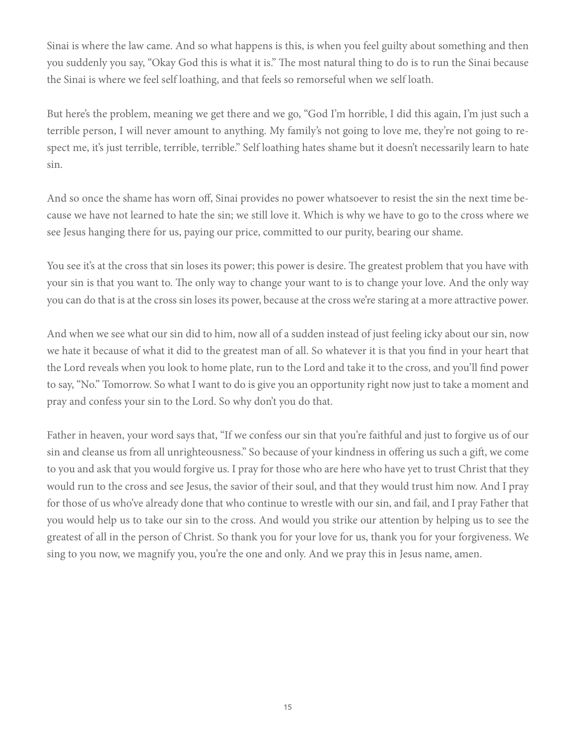Sinai is where the law came. And so what happens is this, is when you feel guilty about something and then you suddenly you say, "Okay God this is what it is." The most natural thing to do is to run the Sinai because the Sinai is where we feel self loathing, and that feels so remorseful when we self loath.

But here's the problem, meaning we get there and we go, "God I'm horrible, I did this again, I'm just such a terrible person, I will never amount to anything. My family's not going to love me, they're not going to respect me, it's just terrible, terrible, terrible." Self loathing hates shame but it doesn't necessarily learn to hate sin.

And so once the shame has worn off, Sinai provides no power whatsoever to resist the sin the next time because we have not learned to hate the sin; we still love it. Which is why we have to go to the cross where we see Jesus hanging there for us, paying our price, committed to our purity, bearing our shame.

You see it's at the cross that sin loses its power; this power is desire. The greatest problem that you have with your sin is that you want to. The only way to change your want to is to change your love. And the only way you can do that is at the cross sin loses its power, because at the cross we're staring at a more attractive power.

And when we see what our sin did to him, now all of a sudden instead of just feeling icky about our sin, now we hate it because of what it did to the greatest man of all. So whatever it is that you find in your heart that the Lord reveals when you look to home plate, run to the Lord and take it to the cross, and you'll find power to say, "No." Tomorrow. So what I want to do is give you an opportunity right now just to take a moment and pray and confess your sin to the Lord. So why don't you do that.

Father in heaven, your word says that, "If we confess our sin that you're faithful and just to forgive us of our sin and cleanse us from all unrighteousness." So because of your kindness in offering us such a gift, we come to you and ask that you would forgive us. I pray for those who are here who have yet to trust Christ that they would run to the cross and see Jesus, the savior of their soul, and that they would trust him now. And I pray for those of us who've already done that who continue to wrestle with our sin, and fail, and I pray Father that you would help us to take our sin to the cross. And would you strike our attention by helping us to see the greatest of all in the person of Christ. So thank you for your love for us, thank you for your forgiveness. We sing to you now, we magnify you, you're the one and only. And we pray this in Jesus name, amen.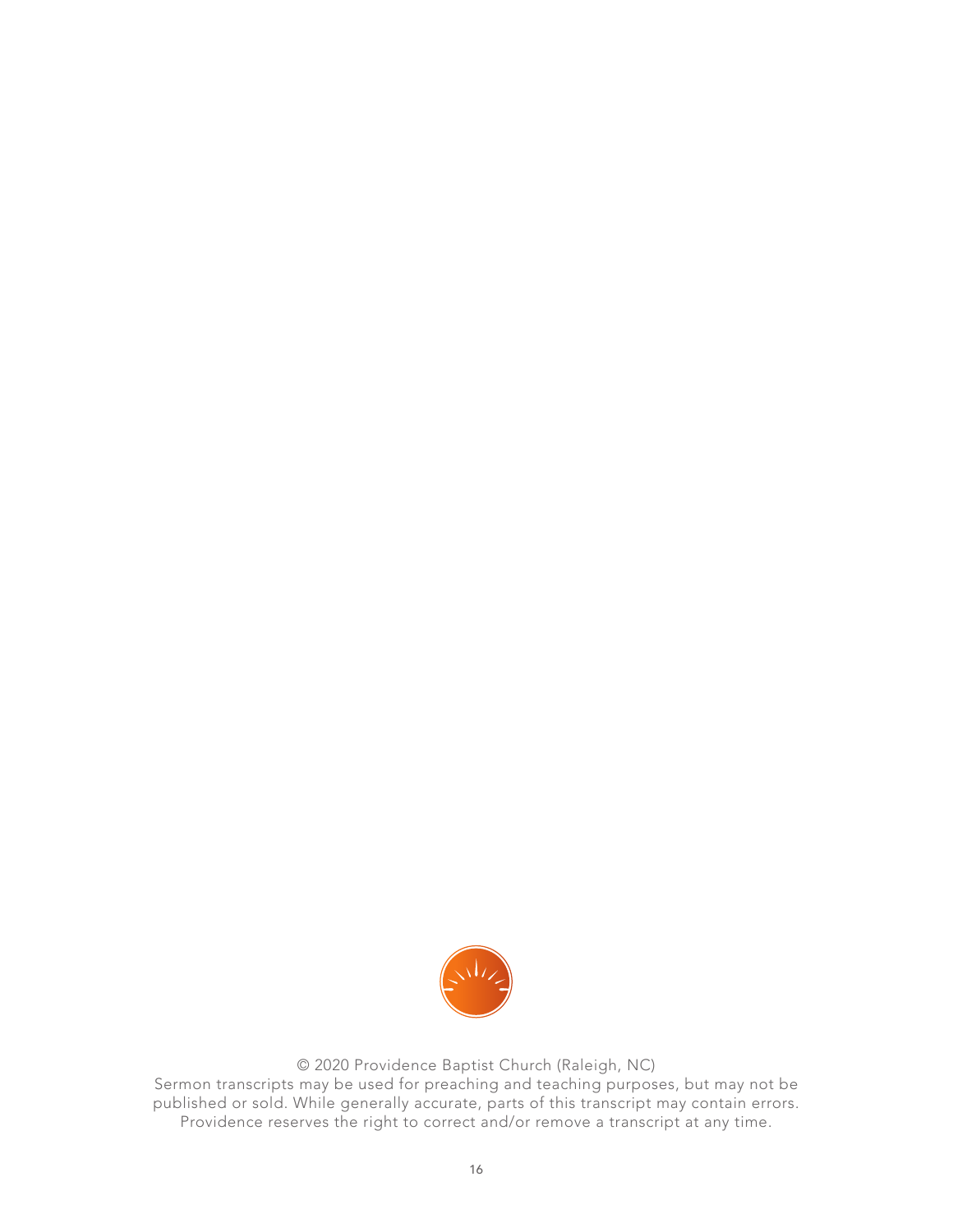© 2020 Providence Baptist Church (Raleigh, NC)
Sermon transcripts may be used for preaching and teaching purposes, but may not be published or sold. While generally accurate, parts of this transcript may contain errors. Providence reserves the right to correct and/or remove a transcript at any time.